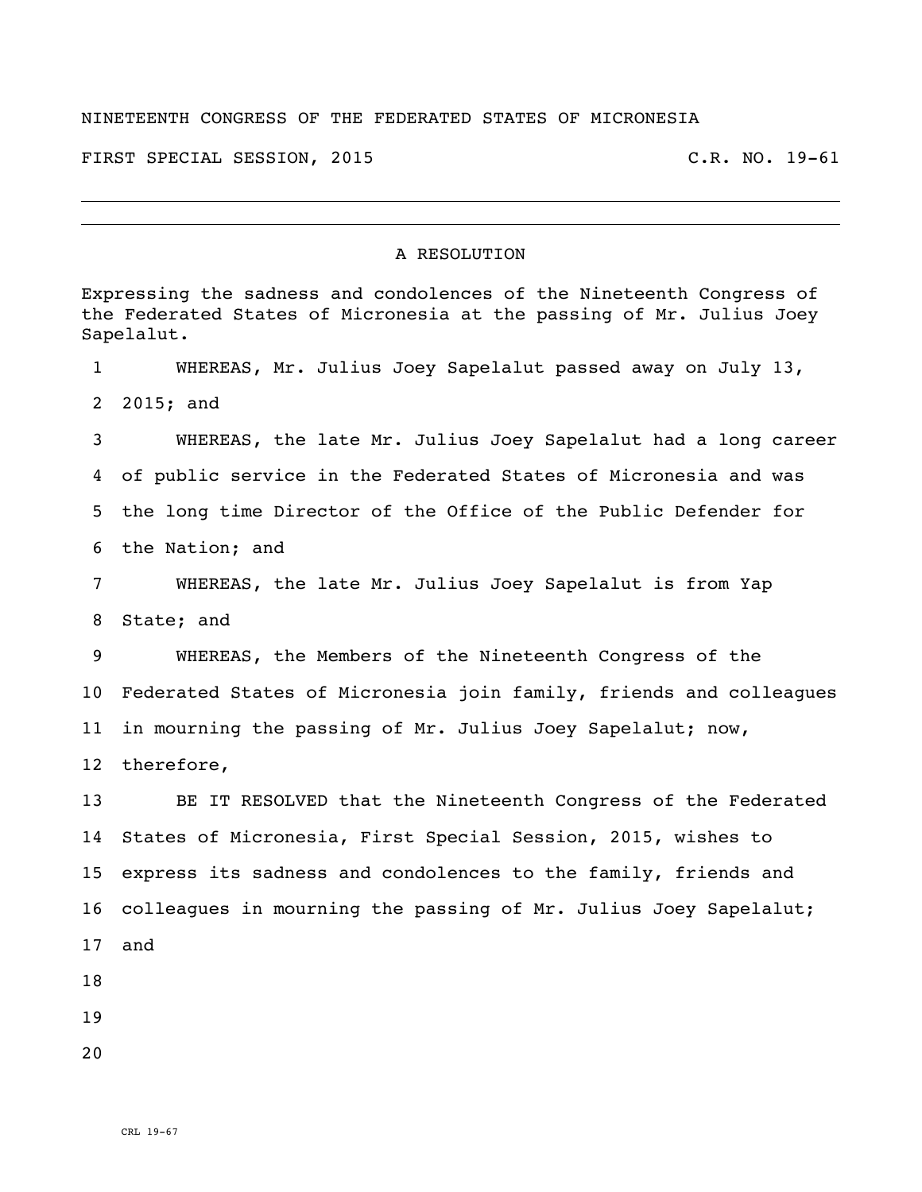NINETEENTH CONGRESS OF THE FEDERATED STATES OF MICRONESIA

FIRST SPECIAL SESSION, 2015 C.R. NO. 19-61

---

A RESOLUTION

Expressing the sadness and condolences of the Nineteenth Congress of the Federated States of Micronesia at the passing of Mr. Julius Joey Sapelalut.

WHEREAS, Mr. Julius Joey Sapelalut passed away on July 13, 2015; and

WHEREAS, the late Mr. Julius Joey Sapelalut had a long career of public service in the Federated States of Micronesia and was the long time Director of the Office of the Public Defender for the Nation; and

WHEREAS, the late Mr. Julius Joey Sapelalut is from Yap State; and

WHEREAS, the Members of the Nineteenth Congress of the Federated States of Micronesia join family, friends and colleagues in mourning the passing of Mr. Julius Joey Sapelalut; now, therefore,

BE IT RESOLVED that the Nineteenth Congress of the Federated States of Micronesia, First Special Session, 2015, wishes to express its sadness and condolences to the family, friends and colleagues in mourning the passing of Mr. Julius Joey Sapelalut; and

CRL 19-67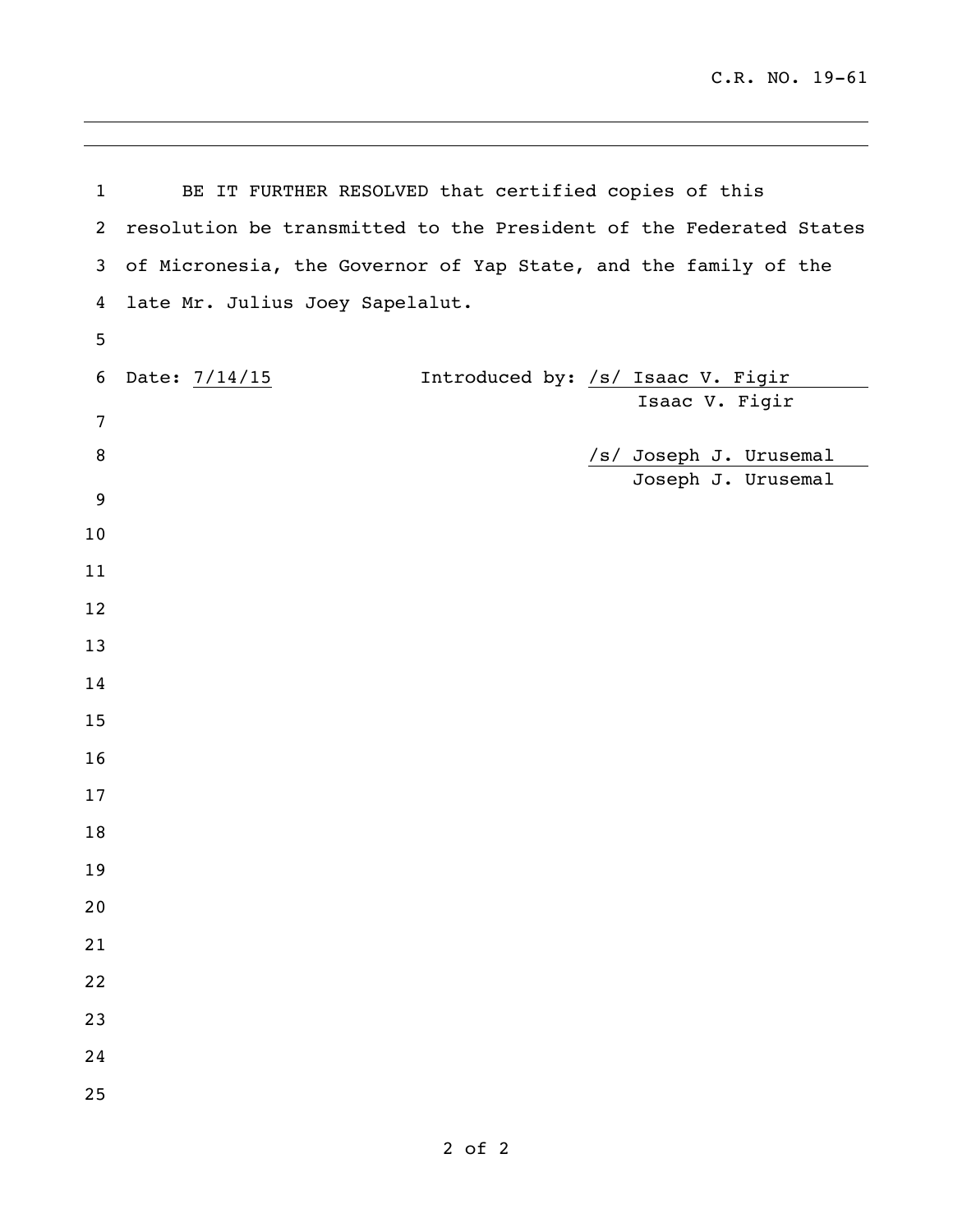BE IT FURTHER RESOLVED that certified copies of this resolution be transmitted to the President of the Federated States of Micronesia, the Governor of Yap State, and the family of the late Mr. Julius Joey Sapelalut.

Date: 7/14/15

Introduced by: /s/ Isaac V. Figir
Isaac V. Figir

/s/ Joseph J. Urusemal
Joseph J. Urusemal